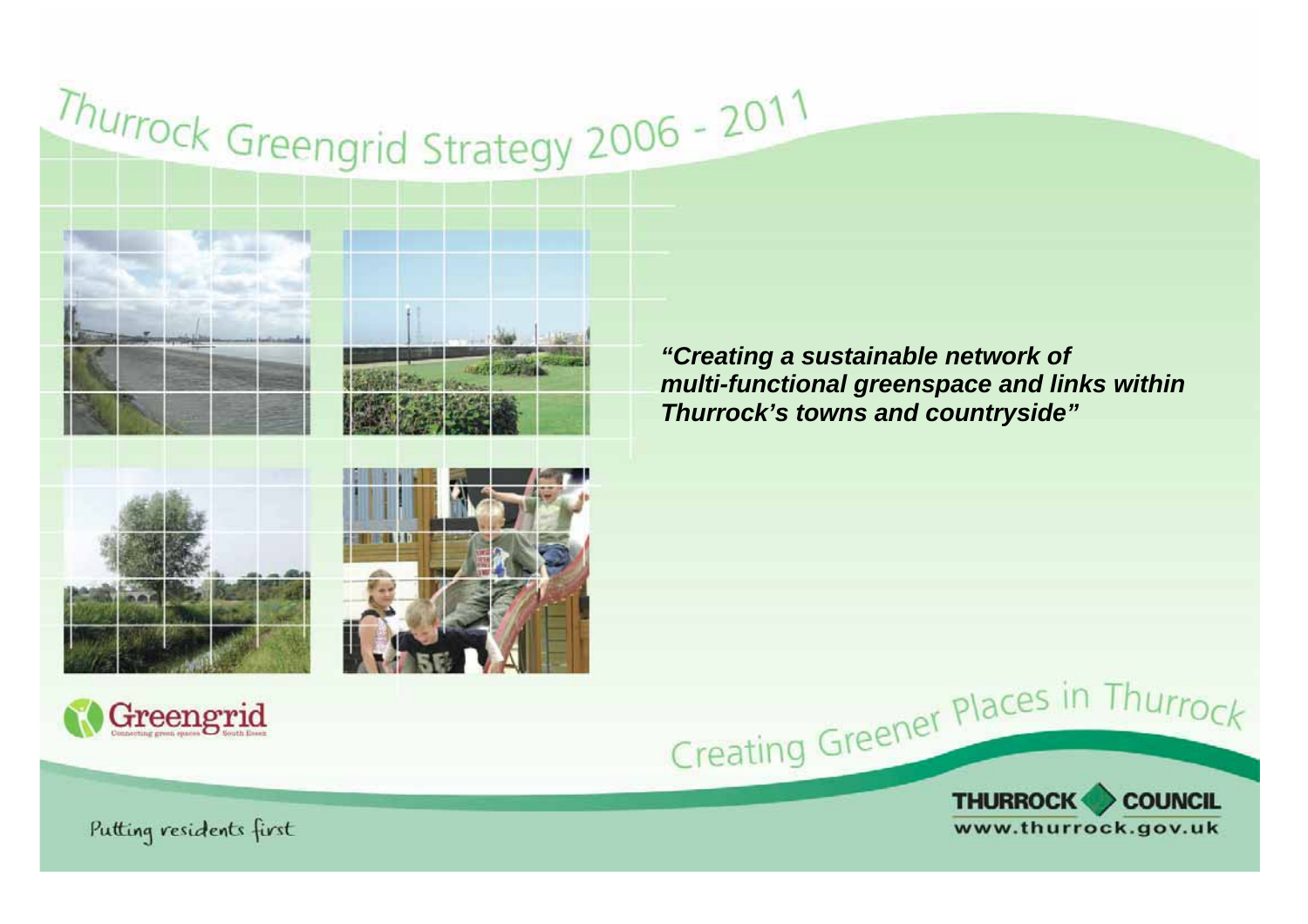# Thurrock Greengrid Strategy 2006 - 2011

***"Creating a sustainable network of multi-functional greenspace and links within Thurrock's towns and countryside"***

Greengrid
Connecting green spaces South Essex

## Creating Greener Places in Thurrock

THURROCK COUNCIL
www.thurrock.gov.uk

Putting residents first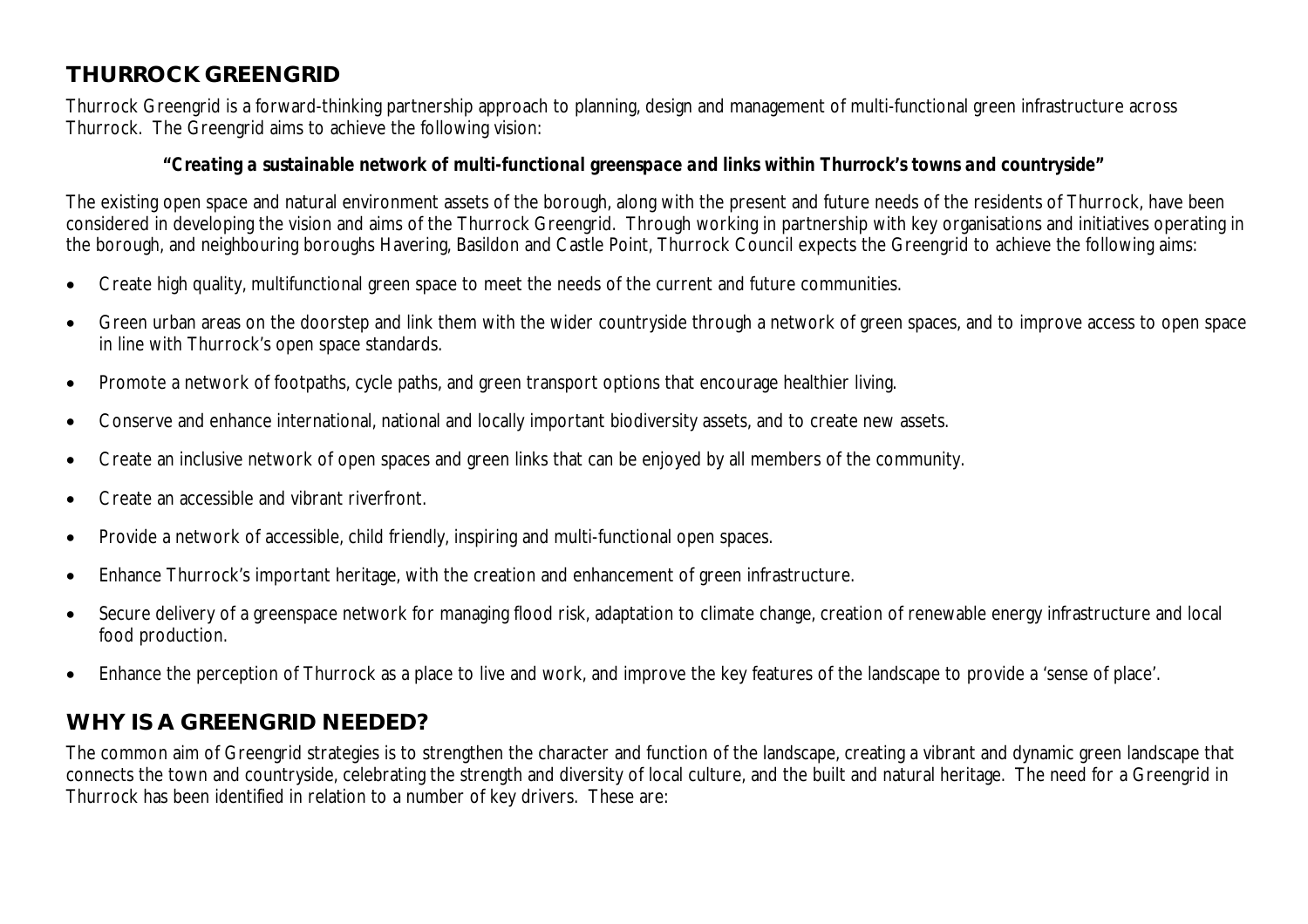## THURROCK GREENGRID

Thurrock Greengrid is a forward-thinking partnership approach to planning, design and management of multi-functional green infrastructure across Thurrock. The Greengrid aims to achieve the following vision:

***"Creating a sustainable network of multi-functional greenspace and links within Thurrock's towns and countryside"***

The existing open space and natural environment assets of the borough, along with the present and future needs of the residents of Thurrock, have been considered in developing the vision and aims of the Thurrock Greengrid. Through working in partnership with key organisations and initiatives operating in the borough, and neighbouring boroughs Havering, Basildon and Castle Point, Thurrock Council expects the Greengrid to achieve the following aims:

- Create high quality, multifunctional green space to meet the needs of the current and future communities.
- Green urban areas on the doorstep and link them with the wider countryside through a network of green spaces, and to improve access to open space in line with Thurrock's open space standards.
- Promote a network of footpaths, cycle paths, and green transport options that encourage healthier living.
- Conserve and enhance international, national and locally important biodiversity assets, and to create new assets.
- Create an inclusive network of open spaces and green links that can be enjoyed by all members of the community.
- Create an accessible and vibrant riverfront.
- Provide a network of accessible, child friendly, inspiring and multi-functional open spaces.
- Enhance Thurrock's important heritage, with the creation and enhancement of green infrastructure.
- Secure delivery of a greenspace network for managing flood risk, adaptation to climate change, creation of renewable energy infrastructure and local food production.
- Enhance the perception of Thurrock as a place to live and work, and improve the key features of the landscape to provide a 'sense of place'.

## WHY IS A GREENGRID NEEDED?

The common aim of Greengrid strategies is to strengthen the character and function of the landscape, creating a vibrant and dynamic green landscape that connects the town and countryside, celebrating the strength and diversity of local culture, and the built and natural heritage. The need for a Greengrid in Thurrock has been identified in relation to a number of key drivers. These are: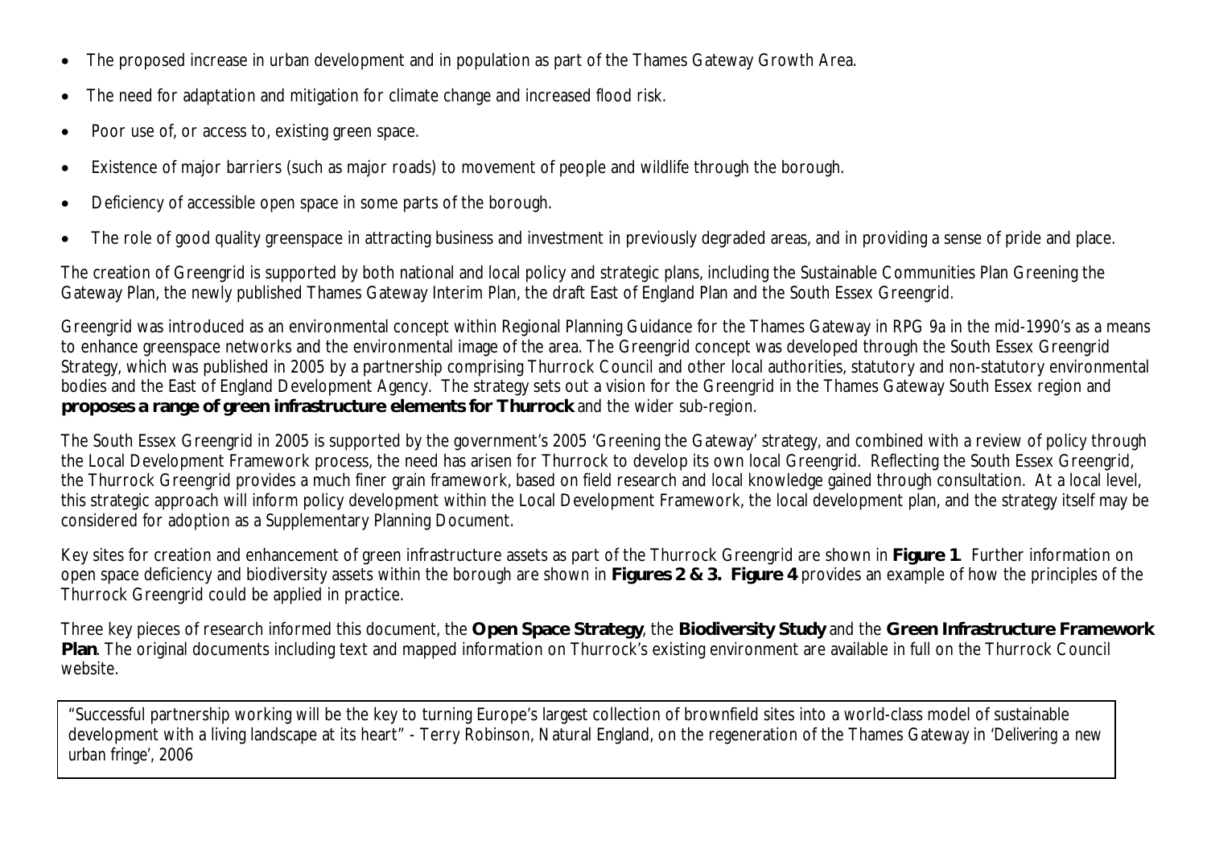- The proposed increase in urban development and in population as part of the Thames Gateway Growth Area.
- The need for adaptation and mitigation for climate change and increased flood risk.
- Poor use of, or access to, existing green space.
- Existence of major barriers (such as major roads) to movement of people and wildlife through the borough.
- Deficiency of accessible open space in some parts of the borough.
- The role of good quality greenspace in attracting business and investment in previously degraded areas, and in providing a sense of pride and place.

The creation of Greengrid is supported by both national and local policy and strategic plans, including the Sustainable Communities Plan Greening the Gateway Plan, the newly published Thames Gateway Interim Plan, the draft East of England Plan and the South Essex Greengrid.

Greengrid was introduced as an environmental concept within Regional Planning Guidance for the Thames Gateway in RPG 9a in the mid-1990's as a means to enhance greenspace networks and the environmental image of the area. The Greengrid concept was developed through the South Essex Greengrid Strategy, which was published in 2005 by a partnership comprising Thurrock Council and other local authorities, statutory and non-statutory environmental bodies and the East of England Development Agency. The strategy sets out a vision for the Greengrid in the Thames Gateway South Essex region and **proposes a range of green infrastructure elements for Thurrock** and the wider sub-region.

The South Essex Greengrid in 2005 is supported by the government's 2005 'Greening the Gateway' strategy, and combined with a review of policy through the Local Development Framework process, the need has arisen for Thurrock to develop its own local Greengrid. Reflecting the South Essex Greengrid, the Thurrock Greengrid provides a much finer grain framework, based on field research and local knowledge gained through consultation. At a local level, this strategic approach will inform policy development within the Local Development Framework, the local development plan, and the strategy itself may be considered for adoption as a Supplementary Planning Document.

Key sites for creation and enhancement of green infrastructure assets as part of the Thurrock Greengrid are shown in **Figure 1**. Further information on open space deficiency and biodiversity assets within the borough are shown in **Figures 2 & 3. Figure 4** provides an example of how the principles of the Thurrock Greengrid could be applied in practice.

Three key pieces of research informed this document, the **Open Space Strategy**, the **Biodiversity Study** and the **Green Infrastructure Framework Plan**. The original documents including text and mapped information on Thurrock's existing environment are available in full on the Thurrock Council website.

> "Successful partnership working will be the key to turning Europe's largest collection of brownfield sites into a world-class model of sustainable development with a living landscape at its heart" - Terry Robinson, Natural England, on the regeneration of the Thames Gateway in 'Delivering a new urban fringe', 2006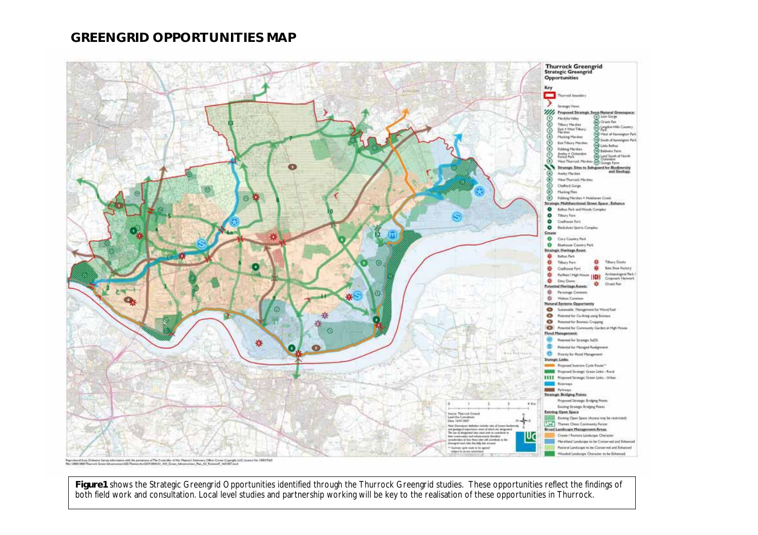# GREENGRID OPPORTUNITIES MAP

**Figure1** shows the Strategic Greengrid Opportunities identified through the Thurrock Greengrid studies. These opportunities reflect the findings of both field work and consultation. Local level studies and partnership working will be key to the realisation of these opportunities in Thurrock.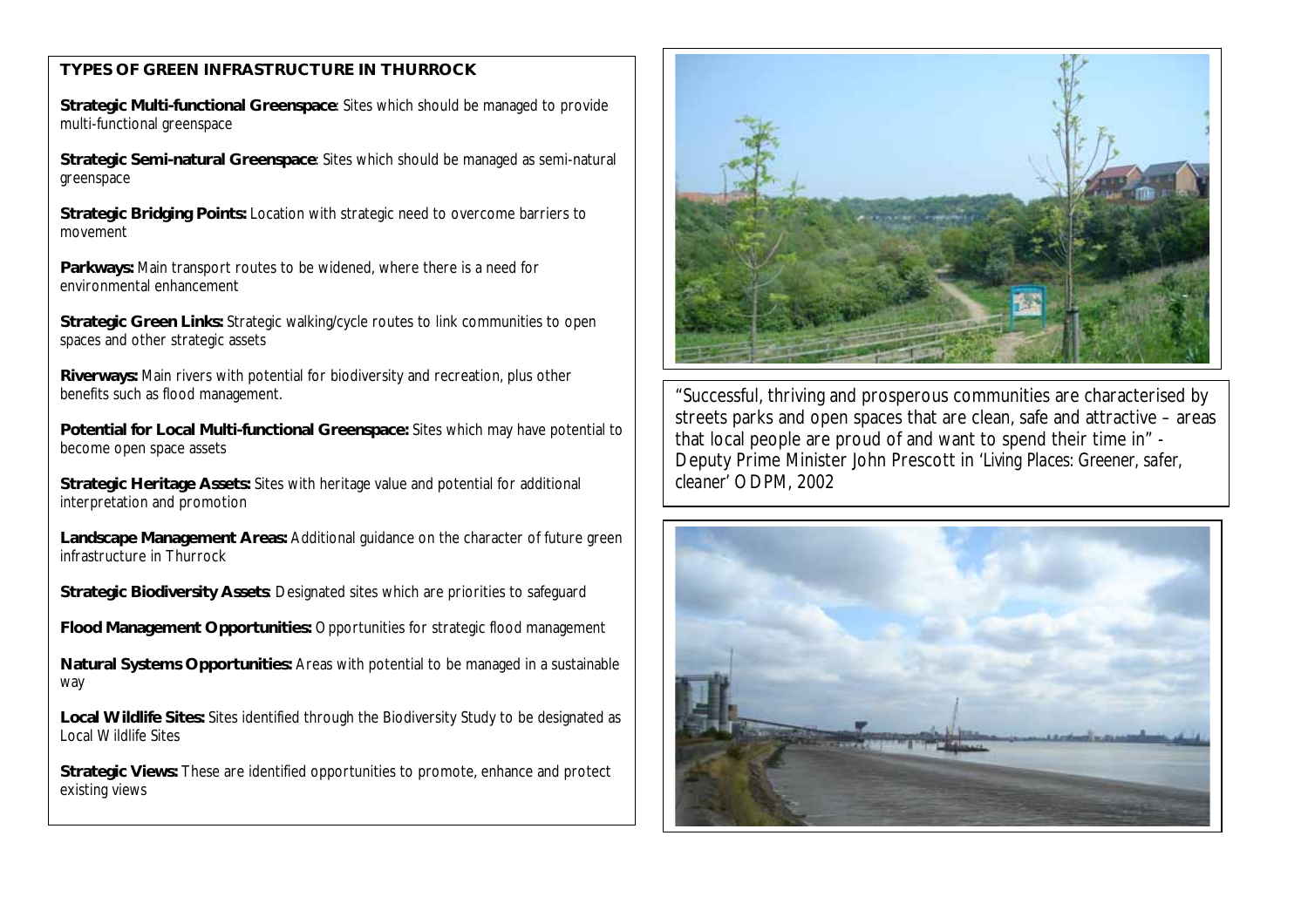**TYPES OF GREEN INFRASTRUCTURE IN THURROCK**

**Strategic Multi-functional Greenspace**: Sites which should be managed to provide multi-functional greenspace

**Strategic Semi-natural Greenspace**: Sites which should be managed as semi-natural greenspace

**Strategic Bridging Points:** Location with strategic need to overcome barriers to movement

**Parkways:** Main transport routes to be widened, where there is a need for environmental enhancement

**Strategic Green Links:** Strategic walking/cycle routes to link communities to open spaces and other strategic assets

**Riverways:** Main rivers with potential for biodiversity and recreation, plus other benefits such as flood management.

**Potential for Local Multi-functional Greenspace:** Sites which may have potential to become open space assets

**Strategic Heritage Assets:** Sites with heritage value and potential for additional interpretation and promotion

**Landscape Management Areas:** Additional guidance on the character of future green infrastructure in Thurrock

**Strategic Biodiversity Assets**: Designated sites which are priorities to safeguard

**Flood Management Opportunities:** Opportunities for strategic flood management

**Natural Systems Opportunities:** Areas with potential to be managed in a sustainable way

**Local Wildlife Sites:** Sites identified through the Biodiversity Study to be designated as Local Wildlife Sites

**Strategic Views:** These are identified opportunities to promote, enhance and protect existing views

"Successful, thriving and prosperous communities are characterised by streets parks and open spaces that are clean, safe and attractive – areas that local people are proud of and want to spend their time in" - Deputy Prime Minister John Prescott in *'Living Places: Greener, safer, cleaner'* ODPM, 2002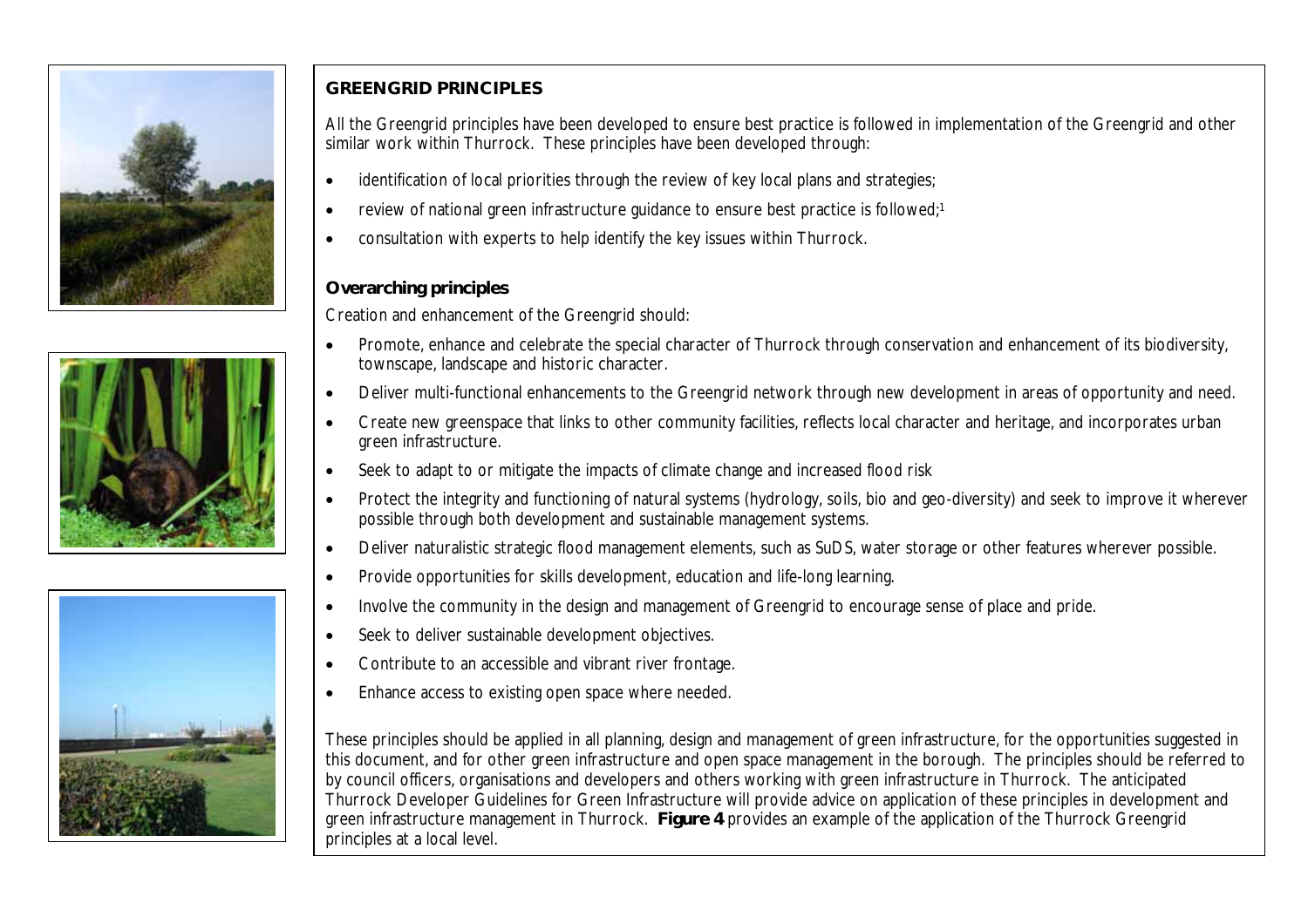## GREENGRID PRINCIPLES

All the Greengrid principles have been developed to ensure best practice is followed in implementation of the Greengrid and other similar work within Thurrock. These principles have been developed through:

- identification of local priorities through the review of key local plans and strategies;
- review of national green infrastructure guidance to ensure best practice is followed;[1]
- consultation with experts to help identify the key issues within Thurrock.

### Overarching principles

Creation and enhancement of the Greengrid should:

- Promote, enhance and celebrate the special character of Thurrock through conservation and enhancement of its biodiversity, townscape, landscape and historic character.
- Deliver multi-functional enhancements to the Greengrid network through new development in areas of opportunity and need.
- Create new greenspace that links to other community facilities, reflects local character and heritage, and incorporates urban green infrastructure.
- Seek to adapt to or mitigate the impacts of climate change and increased flood risk
- Protect the integrity and functioning of natural systems (hydrology, soils, bio and geo-diversity) and seek to improve it wherever possible through both development and sustainable management systems.
- Deliver naturalistic strategic flood management elements, such as SuDS, water storage or other features wherever possible.
- Provide opportunities for skills development, education and life-long learning.
- Involve the community in the design and management of Greengrid to encourage sense of place and pride.
- Seek to deliver sustainable development objectives.
- Contribute to an accessible and vibrant river frontage.
- Enhance access to existing open space where needed.

These principles should be applied in all planning, design and management of green infrastructure, for the opportunities suggested in this document, and for other green infrastructure and open space management in the borough. The principles should be referred to by council officers, organisations and developers and others working with green infrastructure in Thurrock. The anticipated Thurrock Developer Guidelines for Green Infrastructure will provide advice on application of these principles in development and green infrastructure management in Thurrock. **Figure 4** provides an example of the application of the Thurrock Greengrid principles at a local level.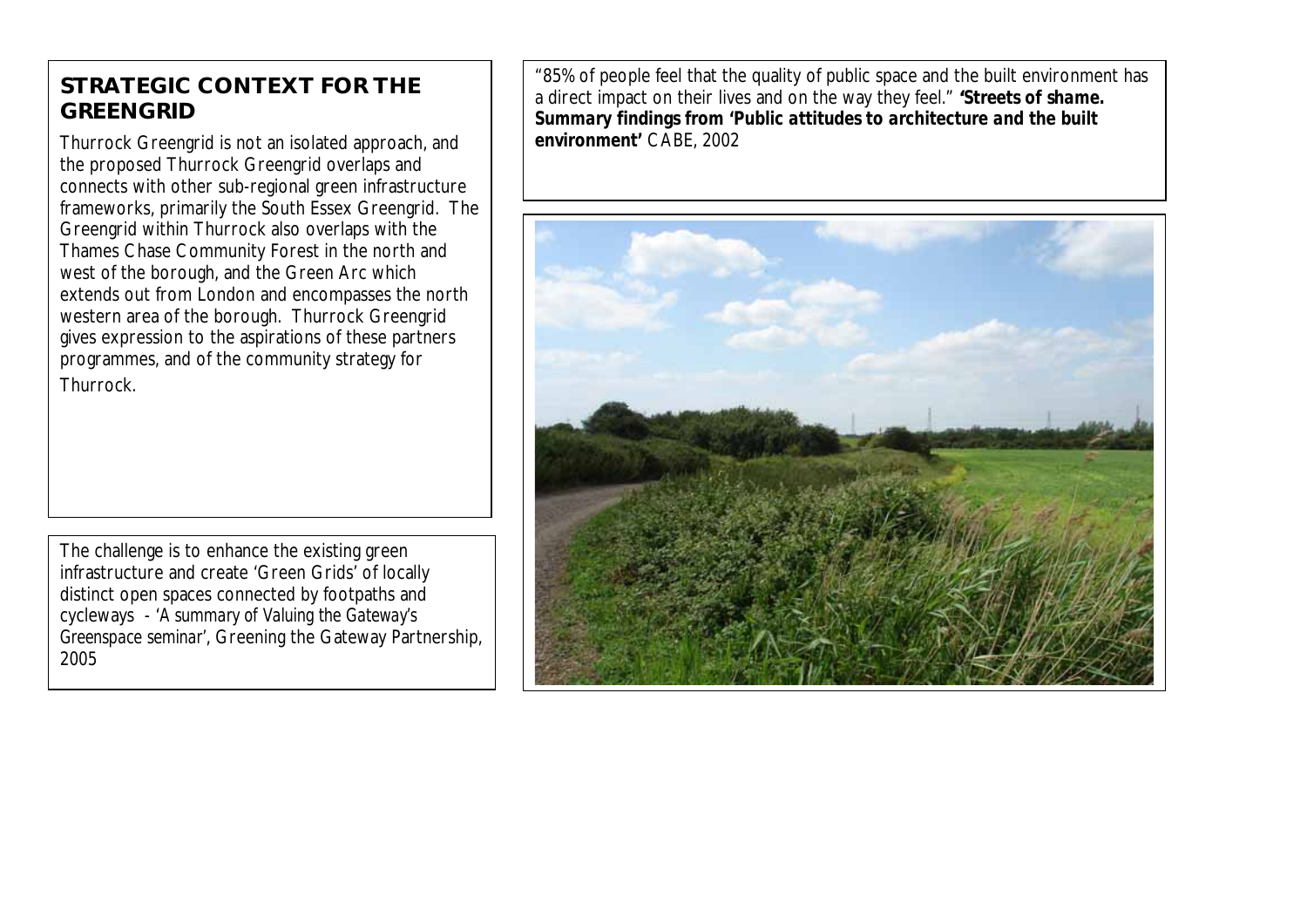## STRATEGIC CONTEXT FOR THE GREENGRID

Thurrock Greengrid is not an isolated approach, and the proposed Thurrock Greengrid overlaps and connects with other sub-regional green infrastructure frameworks, primarily the South Essex Greengrid. The Greengrid within Thurrock also overlaps with the Thames Chase Community Forest in the north and west of the borough, and the Green Arc which extends out from London and encompasses the north western area of the borough. Thurrock Greengrid gives expression to the aspirations of these partners programmes, and of the community strategy for Thurrock.

The challenge is to enhance the existing green infrastructure and create 'Green Grids' of locally distinct open spaces connected by footpaths and cycleways - *'A summary of Valuing the Gateway's Greenspace seminar'*, Greening the Gateway Partnership, 2005

"85% of people feel that the quality of public space and the built environment has a direct impact on their lives and on the way they feel." ***'Streets of shame. Summary findings from 'Public attitudes to architecture and the built environment'*** CABE, 2002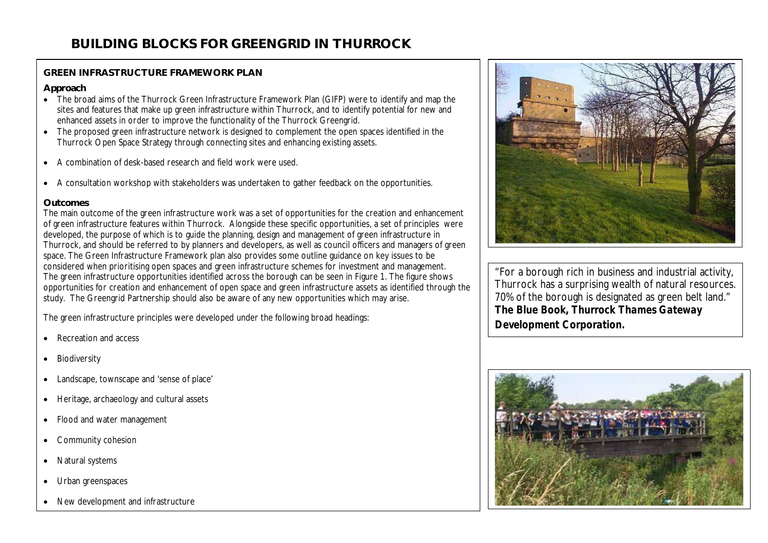# BUILDING BLOCKS FOR GREENGRID IN THURROCK

## GREEN INFRASTRUCTURE FRAMEWORK PLAN

### Approach

- The broad aims of the Thurrock Green Infrastructure Framework Plan (GIFP) were to identify and map the sites and features that make up green infrastructure within Thurrock, and to identify potential for new and enhanced assets in order to improve the functionality of the Thurrock Greengrid.
- The proposed green infrastructure network is designed to complement the open spaces identified in the Thurrock Open Space Strategy through connecting sites and enhancing existing assets.
- A combination of desk-based research and field work were used.
- A consultation workshop with stakeholders was undertaken to gather feedback on the opportunities.

### Outcomes

The main outcome of the green infrastructure work was a set of opportunities for the creation and enhancement of green infrastructure features within Thurrock. Alongside these specific opportunities, a set of principles were developed, the purpose of which is to guide the planning, design and management of green infrastructure in Thurrock, and should be referred to by planners and developers, as well as council officers and managers of green space. The Green Infrastructure Framework plan also provides some outline guidance on key issues to be considered when prioritising open spaces and green infrastructure schemes for investment and management. The green infrastructure opportunities identified across the borough can be seen in Figure 1. The figure shows opportunities for creation and enhancement of open space and green infrastructure assets as identified through the study. The Greengrid Partnership should also be aware of any new opportunities which may arise.

The green infrastructure principles were developed under the following broad headings:

- Recreation and access
- Biodiversity
- Landscape, townscape and 'sense of place'
- Heritage, archaeology and cultural assets
- Flood and water management
- Community cohesion
- Natural systems
- Urban greenspaces
- New development and infrastructure

"For a borough rich in business and industrial activity, Thurrock has a surprising wealth of natural resources. 70% of the borough is designated as green belt land."
***The Blue Book, Thurrock Thames Gateway Development Corporation.***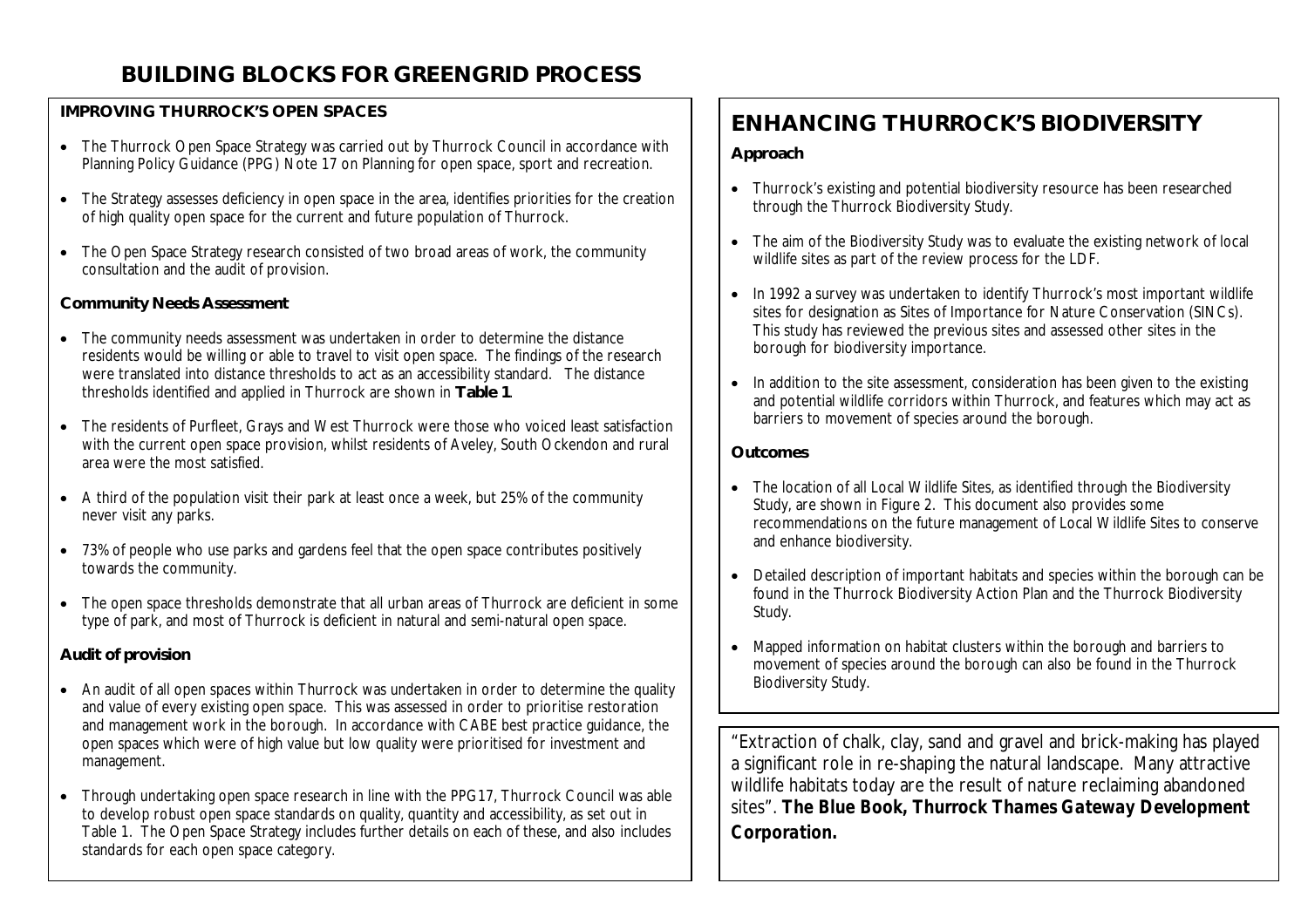# BUILDING BLOCKS FOR GREENGRID PROCESS

## IMPROVING THURROCK'S OPEN SPACES

- The Thurrock Open Space Strategy was carried out by Thurrock Council in accordance with Planning Policy Guidance (PPG) Note 17 on Planning for open space, sport and recreation.
- The Strategy assesses deficiency in open space in the area, identifies priorities for the creation of high quality open space for the current and future population of Thurrock.
- The Open Space Strategy research consisted of two broad areas of work, the community consultation and the audit of provision.

### Community Needs Assessment

- The community needs assessment was undertaken in order to determine the distance residents would be willing or able to travel to visit open space. The findings of the research were translated into distance thresholds to act as an accessibility standard. The distance thresholds identified and applied in Thurrock are shown in **Table 1**.
- The residents of Purfleet, Grays and West Thurrock were those who voiced least satisfaction with the current open space provision, whilst residents of Aveley, South Ockendon and rural area were the most satisfied.
- A third of the population visit their park at least once a week, but 25% of the community never visit any parks.
- 73% of people who use parks and gardens feel that the open space contributes positively towards the community.
- The open space thresholds demonstrate that all urban areas of Thurrock are deficient in some type of park, and most of Thurrock is deficient in natural and semi-natural open space.

### Audit of provision

- An audit of all open spaces within Thurrock was undertaken in order to determine the quality and value of every existing open space. This was assessed in order to prioritise restoration and management work in the borough. In accordance with CABE best practice guidance, the open spaces which were of high value but low quality were prioritised for investment and management.
- Through undertaking open space research in line with the PPG17, Thurrock Council was able to develop robust open space standards on quality, quantity and accessibility, as set out in Table 1. The Open Space Strategy includes further details on each of these, and also includes standards for each open space category.

## ENHANCING THURROCK'S BIODIVERSITY

### Approach

- Thurrock's existing and potential biodiversity resource has been researched through the Thurrock Biodiversity Study.
- The aim of the Biodiversity Study was to evaluate the existing network of local wildlife sites as part of the review process for the LDF.
- In 1992 a survey was undertaken to identify Thurrock's most important wildlife sites for designation as Sites of Importance for Nature Conservation (SINCs). This study has reviewed the previous sites and assessed other sites in the borough for biodiversity importance.
- In addition to the site assessment, consideration has been given to the existing and potential wildlife corridors within Thurrock, and features which may act as barriers to movement of species around the borough.

### Outcomes

- The location of all Local Wildlife Sites, as identified through the Biodiversity Study, are shown in Figure 2. This document also provides some recommendations on the future management of Local Wildlife Sites to conserve and enhance biodiversity.
- Detailed description of important habitats and species within the borough can be found in the Thurrock Biodiversity Action Plan and the Thurrock Biodiversity Study.
- Mapped information on habitat clusters within the borough and barriers to movement of species around the borough can also be found in the Thurrock Biodiversity Study.

"Extraction of chalk, clay, sand and gravel and brick-making has played a significant role in re-shaping the natural landscape. Many attractive wildlife habitats today are the result of nature reclaiming abandoned sites". ***The Blue Book, Thurrock Thames Gateway Development Corporation.***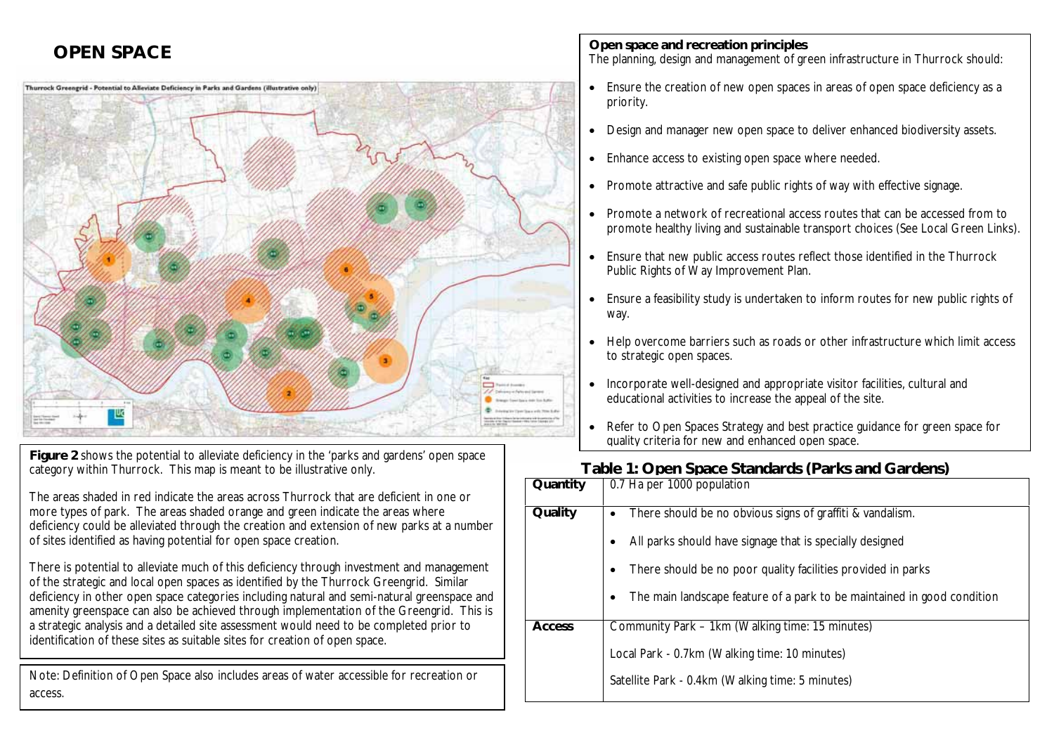# OPEN SPACE

Thurrock Greengrid - Potential to Alleviate Deficiency in Parks and Gardens (illustrative only)

**Figure 2** shows the potential to alleviate deficiency in the 'parks and gardens' open space category within Thurrock. This map is meant to be illustrative only.

The areas shaded in red indicate the areas across Thurrock that are deficient in one or more types of park. The areas shaded orange and green indicate the areas where deficiency could be alleviated through the creation and extension of new parks at a number of sites identified as having potential for open space creation.

There is potential to alleviate much of this deficiency through investment and management of the strategic and local open spaces as identified by the Thurrock Greengrid. Similar deficiency in other open space categories including natural and semi-natural greenspace and amenity greenspace can also be achieved through implementation of the Greengrid. This is a strategic analysis and a detailed site assessment would need to be completed prior to identification of these sites as suitable sites for creation of open space.

Note: Definition of Open Space also includes areas of water accessible for recreation or access.

**Open space and recreation principles**

The planning, design and management of green infrastructure in Thurrock should:

- Ensure the creation of new open spaces in areas of open space deficiency as a priority.
- Design and manager new open space to deliver enhanced biodiversity assets.
- Enhance access to existing open space where needed.
- Promote attractive and safe public rights of way with effective signage.
- Promote a network of recreational access routes that can be accessed from to promote healthy living and sustainable transport choices (See Local Green Links).
- Ensure that new public access routes reflect those identified in the Thurrock Public Rights of Way Improvement Plan.
- Ensure a feasibility study is undertaken to inform routes for new public rights of way.
- Help overcome barriers such as roads or other infrastructure which limit access to strategic open spaces.
- Incorporate well-designed and appropriate visitor facilities, cultural and educational activities to increase the appeal of the site.
- Refer to Open Spaces Strategy and best practice guidance for green space for quality criteria for new and enhanced open space.

## Table 1: Open Space Standards (Parks and Gardens)

| | |
|---|---|
| **Quantity** | 0.7 Ha per 1000 population |
| **Quality** | • There should be no obvious signs of graffiti & vandalism.<br>• All parks should have signage that is specially designed<br>• There should be no poor quality facilities provided in parks<br>• The main landscape feature of a park to be maintained in good condition |
| **Access** | Community Park – 1km (Walking time: 15 minutes)<br>Local Park - 0.7km (Walking time: 10 minutes)<br>Satellite Park - 0.4km (Walking time: 5 minutes) |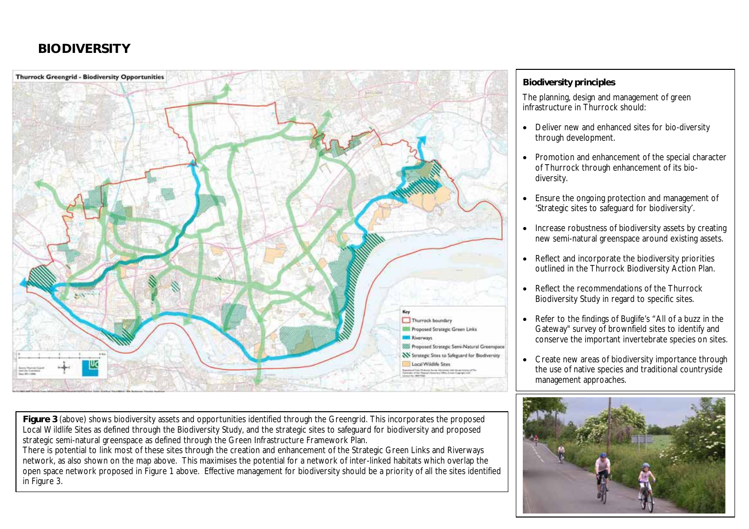# BIODIVERSITY

### Biodiversity principles

The planning, design and management of green infrastructure in Thurrock should:

- Deliver new and enhanced sites for bio-diversity through development.
- Promotion and enhancement of the special character of Thurrock through enhancement of its bio-diversity.
- Ensure the ongoing protection and management of 'Strategic sites to safeguard for biodiversity'.
- Increase robustness of biodiversity assets by creating new semi-natural greenspace around existing assets.
- Reflect and incorporate the biodiversity priorities outlined in the Thurrock Biodiversity Action Plan.
- Reflect the recommendations of the Thurrock Biodiversity Study in regard to specific sites.
- Refer to the findings of Buglife's "All of a buzz in the Gateway" survey of brownfield sites to identify and conserve the important invertebrate species on sites.
- Create new areas of biodiversity importance through the use of native species and traditional countryside management approaches.

**Figure 3** (above) shows biodiversity assets and opportunities identified through the Greengrid. This incorporates the proposed Local Wildlife Sites as defined through the Biodiversity Study, and the strategic sites to safeguard for biodiversity and proposed strategic semi-natural greenspace as defined through the Green Infrastructure Framework Plan.

There is potential to link most of these sites through the creation and enhancement of the Strategic Green Links and Riverways network, as also shown on the map above. This maximises the potential for a network of inter-linked habitats which overlap the open space network proposed in Figure 1 above. Effective management for biodiversity should be a priority of all the sites identified in Figure 3.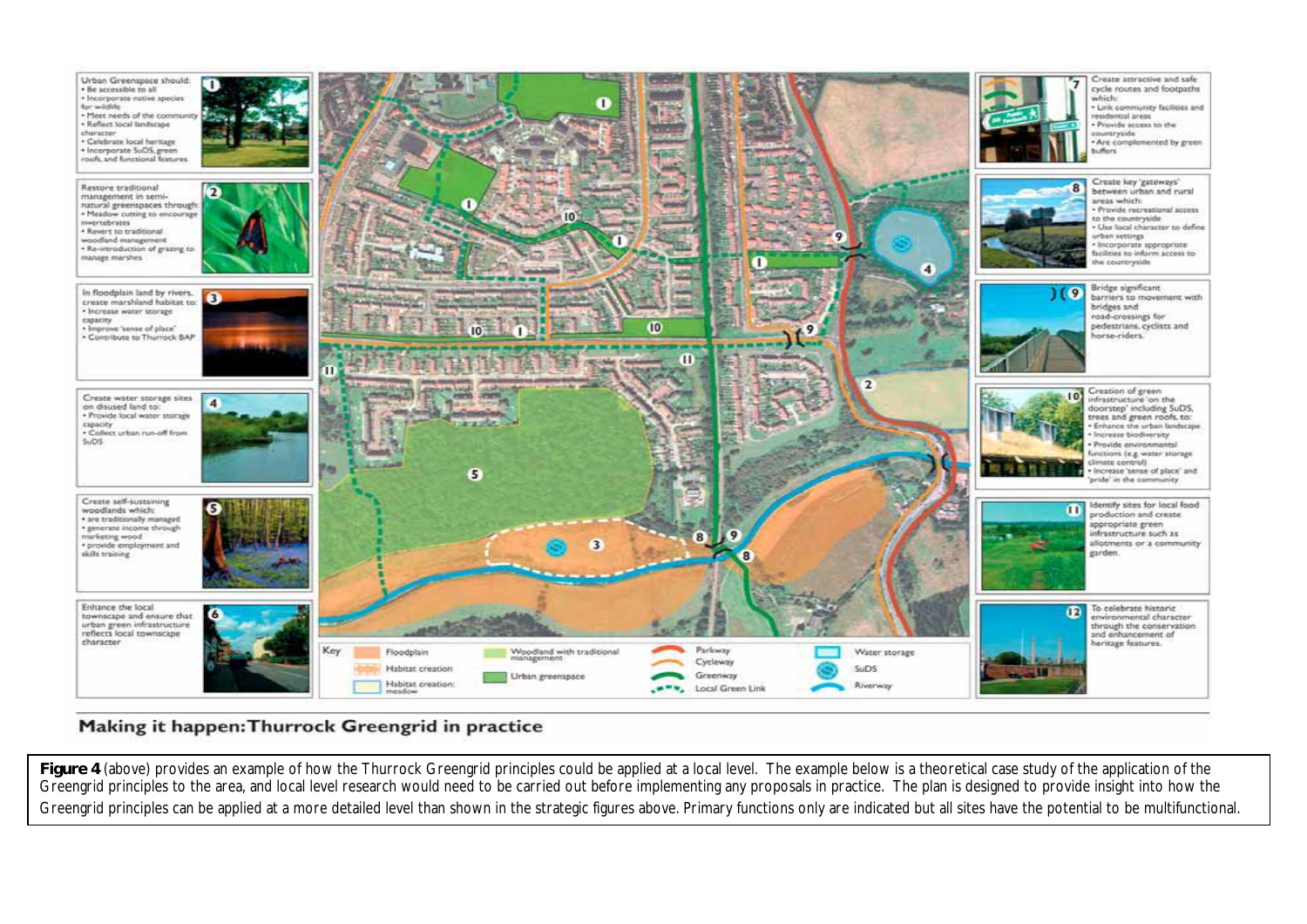Urban Greenspace should:
- Be accessible to all
- Incorporate native species for wildlife
- Meet needs of the community
- Reflect local landscape character
- Celebrate local heritage
- Incorporate SuDS, green roofs, and functional features

Restore traditional management in semi-natural greenspaces through:
- Meadow cutting to encourage invertebrates
- Revert to traditional woodland management
- Re-introduction of grazing to manage marshes

In floodplain land by rivers, create marshland habitat to:
- Increase water storage capacity
- Improve 'sense of place'
- Contribute to Thurrock BAP

Create water storage sites on disused land to:
- Provide local water storage capacity
- Collect urban run-off from SuDS

Create self-sustaining woodlands which:
- are traditionally managed
- generate income through marketing wood
- provide employment and skills training

Enhance the local townscape and ensure that urban green infrastructure reflects local townscape character

Create attractive and safe cycle routes and footpaths which:
- Link community facilities and residential areas
- Provide access to the countryside
- Are complemented by green buffers

Create key 'gateways' between urban and rural areas which:
- Provide recreational access to the countryside
- Use local character to define urban settings
- Incorporate appropriate facilities to inform access to the countryside

Bridge significant barriers to movement with bridges and road-crossings for pedestrians, cyclists and horse-riders.

Creation of green infrastructure 'on the doorstep' including SuDS, trees and green roofs, to:
- Enhance the urban landscape
- Increase biodiversity
- Provide environmental functions (e.g. water storage climate control)
- Increase 'sense of place' and 'pride' in the community

Identify sites for local food production and create appropriate green infrastructure such as allotments or a community garden.

To celebrate historic environmental character through the conservation and enhancement of heritage features.

Key: Floodplain; Habitat creation; Habitat creation: meadow; Woodland with traditional management; Urban greenspace; Parkway; Cycleway; Greenway; Local Green Link; Water storage; SuDS; Riverway

## Making it happen: Thurrock Greengrid in practice

**Figure 4** (above) provides an example of how the Thurrock Greengrid principles could be applied at a local level. The example below is a theoretical case study of the application of the Greengrid principles to the area, and local level research would need to be carried out before implementing any proposals in practice. The plan is designed to provide insight into how the Greengrid principles can be applied at a more detailed level than shown in the strategic figures above. Primary functions only are indicated but all sites have the potential to be multifunctional.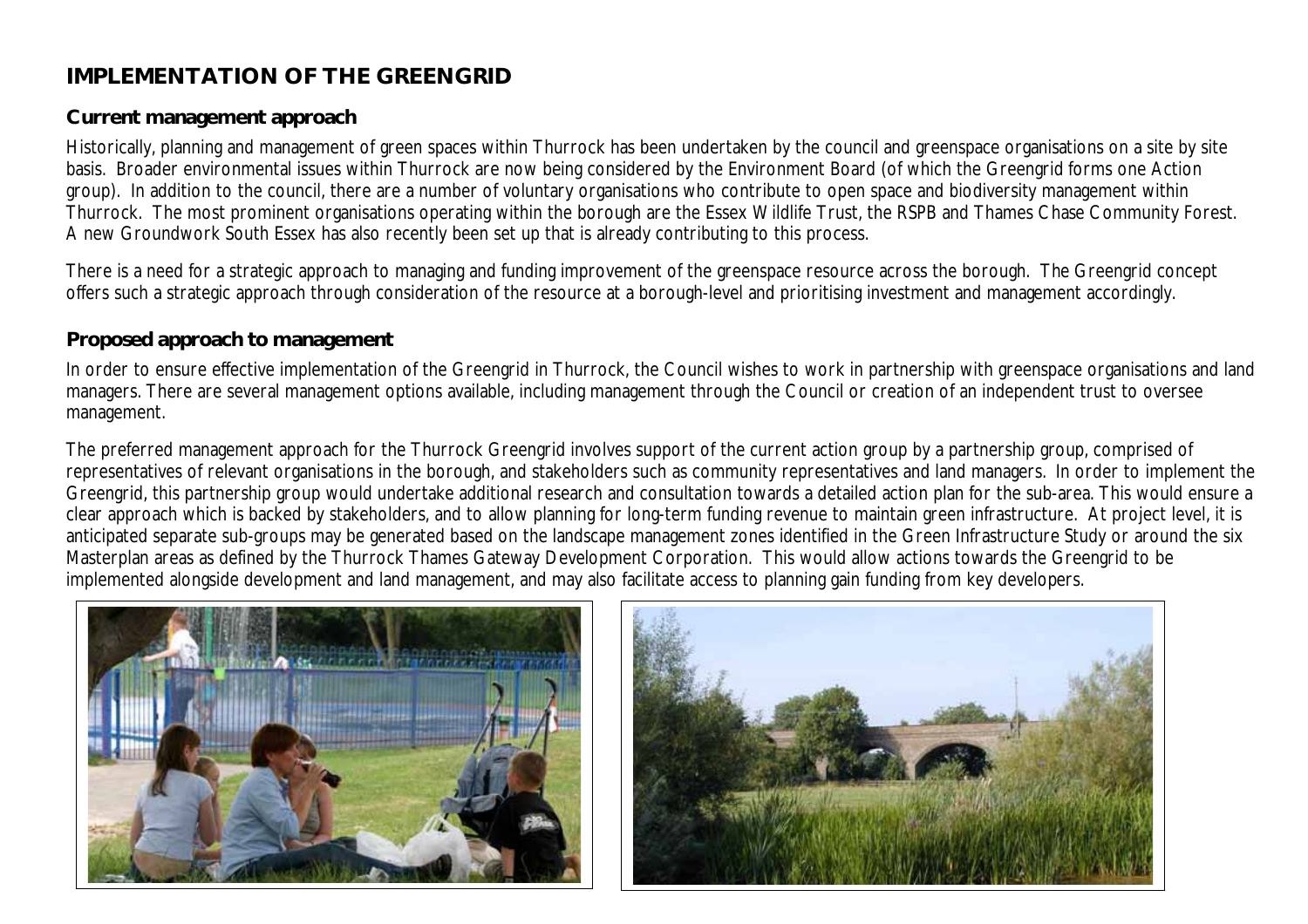## IMPLEMENTATION OF THE GREENGRID

### Current management approach

Historically, planning and management of green spaces within Thurrock has been undertaken by the council and greenspace organisations on a site by site basis. Broader environmental issues within Thurrock are now being considered by the Environment Board (of which the Greengrid forms one Action group). In addition to the council, there are a number of voluntary organisations who contribute to open space and biodiversity management within Thurrock. The most prominent organisations operating within the borough are the Essex Wildlife Trust, the RSPB and Thames Chase Community Forest. A new Groundwork South Essex has also recently been set up that is already contributing to this process.

There is a need for a strategic approach to managing and funding improvement of the greenspace resource across the borough. The Greengrid concept offers such a strategic approach through consideration of the resource at a borough-level and prioritising investment and management accordingly.

### Proposed approach to management

In order to ensure effective implementation of the Greengrid in Thurrock, the Council wishes to work in partnership with greenspace organisations and land managers. There are several management options available, including management through the Council or creation of an independent trust to oversee management.

The preferred management approach for the Thurrock Greengrid involves support of the current action group by a partnership group, comprised of representatives of relevant organisations in the borough, and stakeholders such as community representatives and land managers. In order to implement the Greengrid, this partnership group would undertake additional research and consultation towards a detailed action plan for the sub-area. This would ensure a clear approach which is backed by stakeholders, and to allow planning for long-term funding revenue to maintain green infrastructure. At project level, it is anticipated separate sub-groups may be generated based on the landscape management zones identified in the Green Infrastructure Study or around the six Masterplan areas as defined by the Thurrock Thames Gateway Development Corporation. This would allow actions towards the Greengrid to be implemented alongside development and land management, and may also facilitate access to planning gain funding from key developers.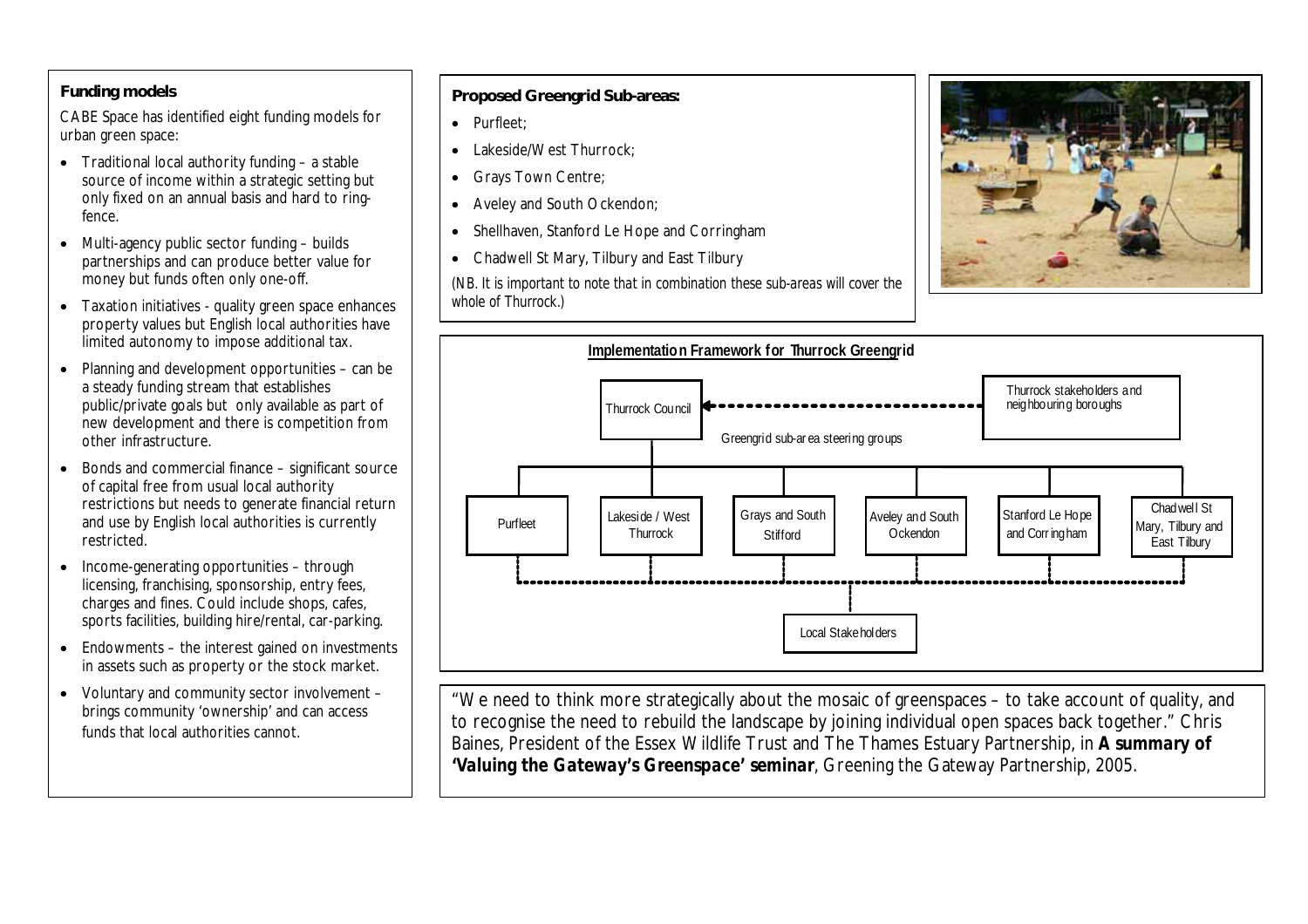**Funding models**

CABE Space has identified eight funding models for urban green space:

- Traditional local authority funding – a stable source of income within a strategic setting but only fixed on an annual basis and hard to ring-fence.
- Multi-agency public sector funding – builds partnerships and can produce better value for money but funds often only one-off.
- Taxation initiatives - quality green space enhances property values but English local authorities have limited autonomy to impose additional tax.
- Planning and development opportunities – can be a steady funding stream that establishes public/private goals but only available as part of new development and there is competition from other infrastructure.
- Bonds and commercial finance – significant source of capital free from usual local authority restrictions but needs to generate financial return and use by English local authorities is currently restricted.
- Income-generating opportunities – through licensing, franchising, sponsorship, entry fees, charges and fines. Could include shops, cafes, sports facilities, building hire/rental, car-parking.
- Endowments – the interest gained on investments in assets such as property or the stock market.
- Voluntary and community sector involvement – brings community 'ownership' and can access funds that local authorities cannot.

**Proposed Greengrid Sub-areas:**

- Purfleet;
- Lakeside/West Thurrock;
- Grays Town Centre;
- Aveley and South Ockendon;
- Shellhaven, Stanford Le Hope and Corringham
- Chadwell St Mary, Tilbury and East Tilbury

*(NB. It is important to note that in combination these sub-areas will cover the whole of Thurrock.)*

**Implementation Framework for Thurrock Greengrid**

Thurrock Council ← Thurrock stakeholders and neighbouring boroughs

Greengrid sub-area steering groups:

- Purfleet
- Lakeside / West Thurrock
- Grays and South Stifford
- Aveley and South Ockendon
- Stanford Le Hope and Corringham
- Chadwell St Mary, Tilbury and East Tilbury

Local Stakeholders

"We need to think more strategically about the mosaic of greenspaces – to take account of quality, and to recognise the need to rebuild the landscape by joining individual open spaces back together." Chris Baines, President of the Essex Wildlife Trust and The Thames Estuary Partnership, in ***A summary of 'Valuing the Gateway's Greenspace' seminar***, Greening the Gateway Partnership, 2005.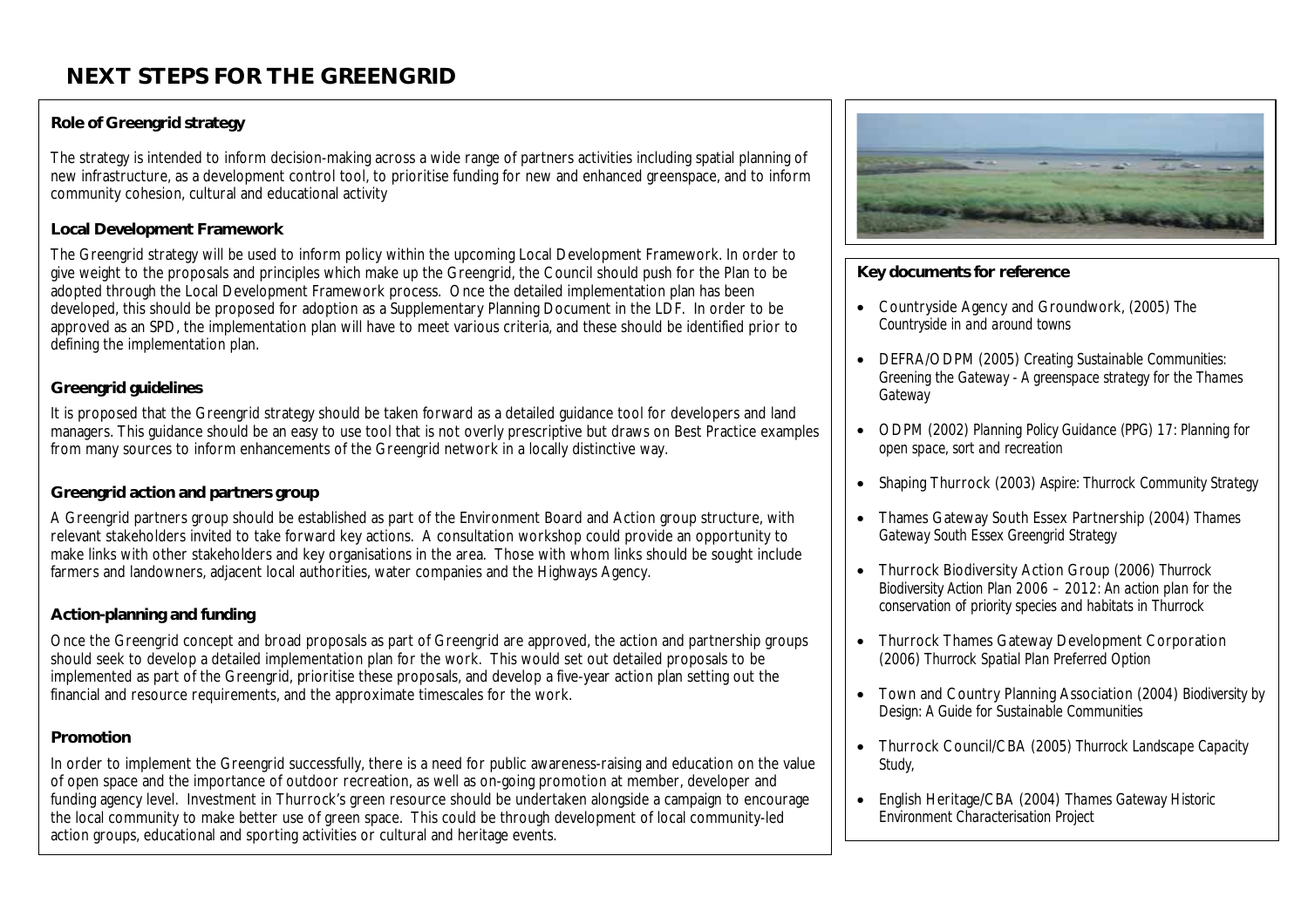# NEXT STEPS FOR THE GREENGRID

### Role of Greengrid strategy

The strategy is intended to inform decision-making across a wide range of partners activities including spatial planning of new infrastructure, as a development control tool, to prioritise funding for new and enhanced greenspace, and to inform community cohesion, cultural and educational activity

### Local Development Framework

The Greengrid strategy will be used to inform policy within the upcoming Local Development Framework. In order to give weight to the proposals and principles which make up the Greengrid, the Council should push for the Plan to be adopted through the Local Development Framework process. Once the detailed implementation plan has been developed, this should be proposed for adoption as a Supplementary Planning Document in the LDF. In order to be approved as an SPD, the implementation plan will have to meet various criteria, and these should be identified prior to defining the implementation plan.

### Greengrid guidelines

It is proposed that the Greengrid strategy should be taken forward as a detailed guidance tool for developers and land managers. This guidance should be an easy to use tool that is not overly prescriptive but draws on Best Practice examples from many sources to inform enhancements of the Greengrid network in a locally distinctive way.

### Greengrid action and partners group

A Greengrid partners group should be established as part of the Environment Board and Action group structure, with relevant stakeholders invited to take forward key actions. A consultation workshop could provide an opportunity to make links with other stakeholders and key organisations in the area. Those with whom links should be sought include farmers and landowners, adjacent local authorities, water companies and the Highways Agency.

### Action-planning and funding

Once the Greengrid concept and broad proposals as part of Greengrid are approved, the action and partnership groups should seek to develop a detailed implementation plan for the work. This would set out detailed proposals to be implemented as part of the Greengrid, prioritise these proposals, and develop a five-year action plan setting out the financial and resource requirements, and the approximate timescales for the work.

### Promotion

In order to implement the Greengrid successfully, there is a need for public awareness-raising and education on the value of open space and the importance of outdoor recreation, as well as on-going promotion at member, developer and funding agency level. Investment in Thurrock's green resource should be undertaken alongside a campaign to encourage the local community to make better use of green space. This could be through development of local community-led action groups, educational and sporting activities or cultural and heritage events.

### Key documents for reference

- Countryside Agency and Groundwork, (2005) *The Countryside in and around towns*
- DEFRA/ODPM (2005) *Creating Sustainable Communities: Greening the Gateway - A greenspace strategy for the Thames Gateway*
- ODPM (2002) *Planning Policy Guidance (PPG) 17: Planning for open space, sort and recreation*
- Shaping Thurrock (2003) *Aspire: Thurrock Community Strategy*
- Thames Gateway South Essex Partnership (2004) *Thames Gateway South Essex Greengrid Strategy*
- Thurrock Biodiversity Action Group (2006) *Thurrock Biodiversity Action Plan 2006 – 2012: An action plan for the conservation of priority species and habitats in Thurrock*
- Thurrock Thames Gateway Development Corporation (2006) *Thurrock Spatial Plan Preferred Option*
- Town and Country Planning Association (2004) *Biodiversity by Design: A Guide for Sustainable Communities*
- Thurrock Council/CBA (2005) *Thurrock Landscape Capacity Study,*
- English Heritage/CBA (2004) *Thames Gateway Historic Environment Characterisation Project*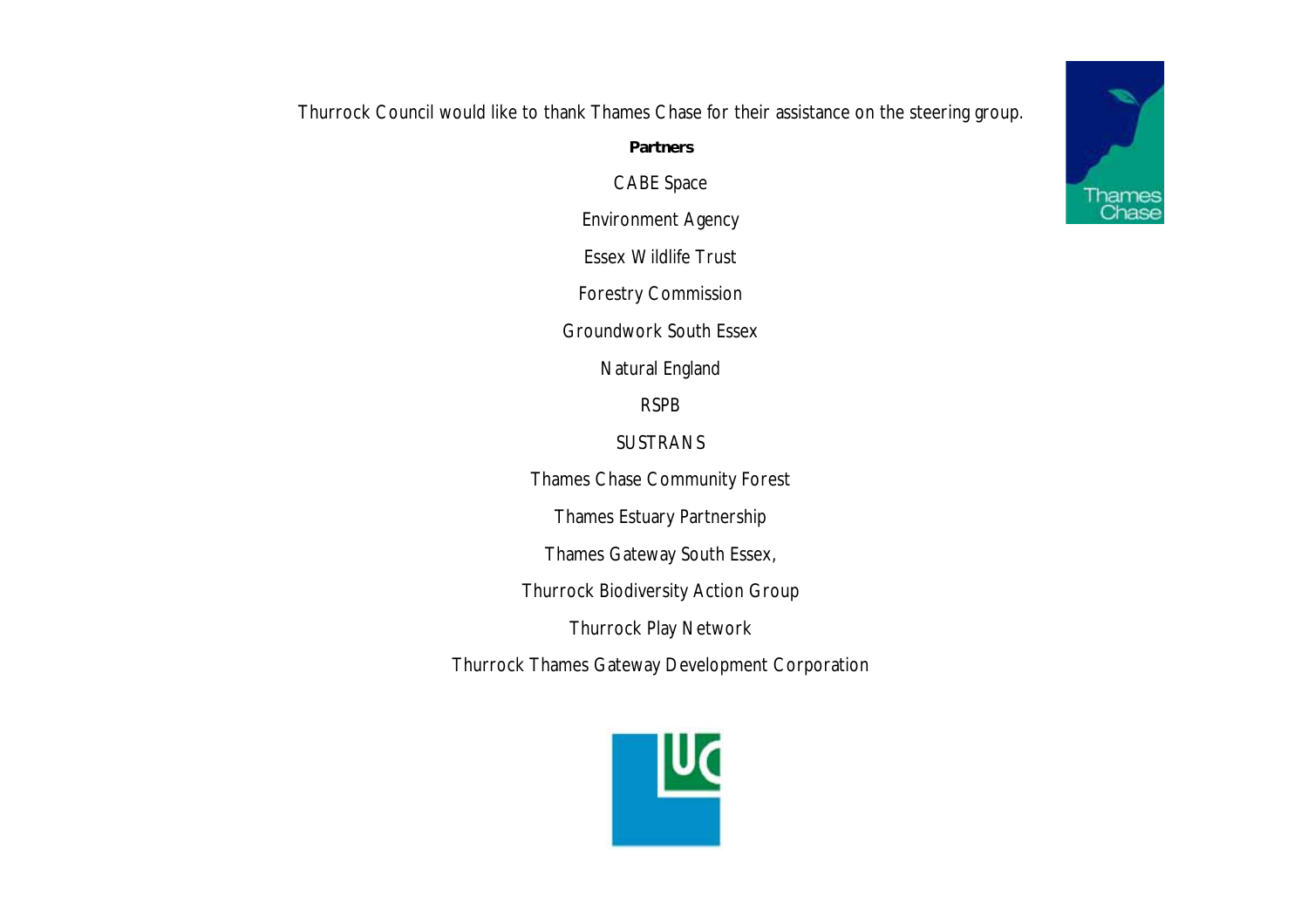Thurrock Council would like to thank Thames Chase for their assistance on the steering group.

**Partners**

CABE Space

Environment Agency

Essex Wildlife Trust

Forestry Commission

Groundwork South Essex

Natural England

RSPB

SUSTRANS

Thames Chase Community Forest

Thames Estuary Partnership

Thames Gateway South Essex,

Thurrock Biodiversity Action Group

Thurrock Play Network

Thurrock Thames Gateway Development Corporation